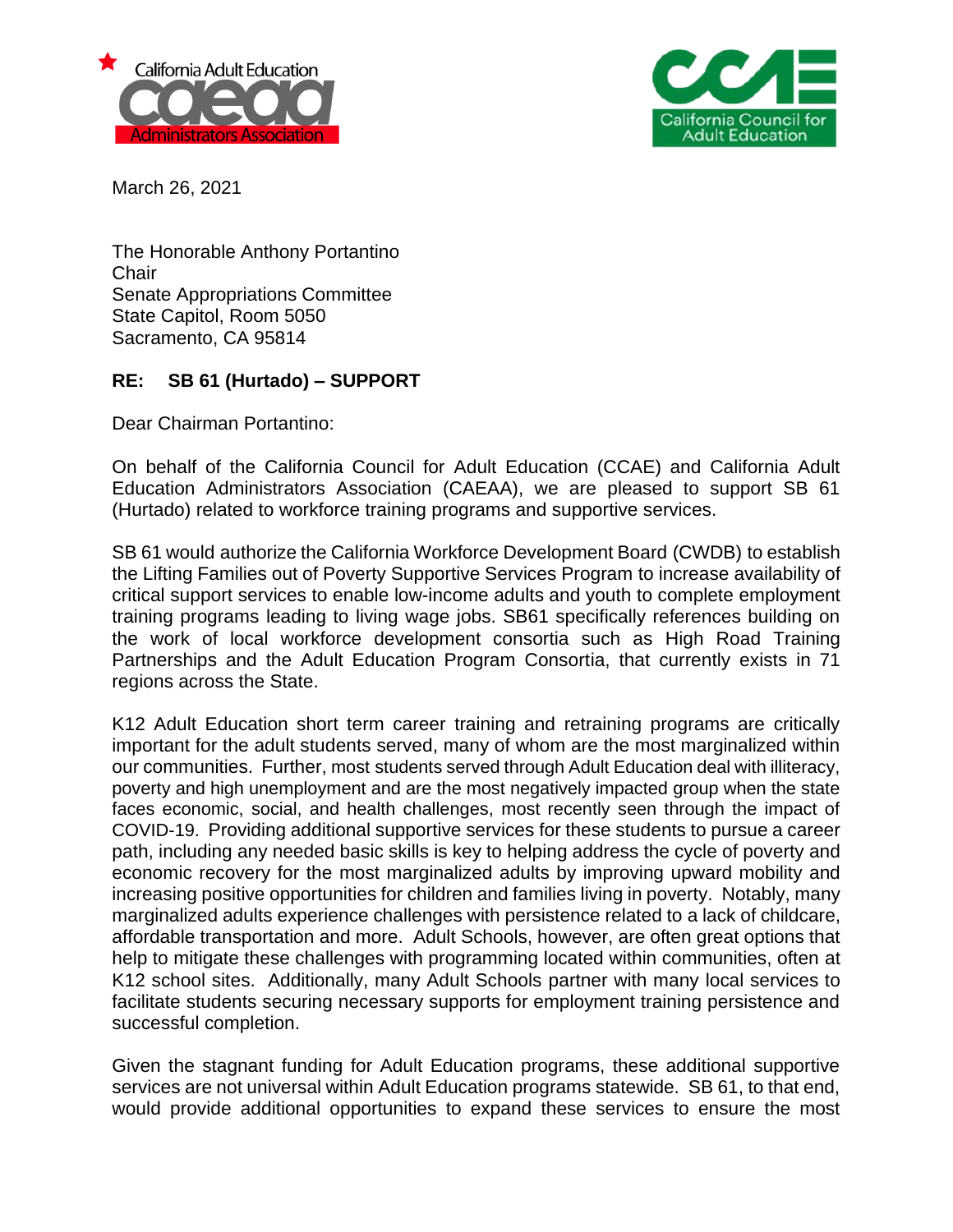California Adult Education
caeaa
Administrators Association

CCAE
California Council for Adult Education

March 26, 2021

The Honorable Anthony Portantino
Chair
Senate Appropriations Committee
State Capitol, Room 5050
Sacramento, CA 95814

**RE: SB 61 (Hurtado) – SUPPORT**

Dear Chairman Portantino:

On behalf of the California Council for Adult Education (CCAE) and California Adult Education Administrators Association (CAEAA), we are pleased to support SB 61 (Hurtado) related to workforce training programs and supportive services.

SB 61 would authorize the California Workforce Development Board (CWDB) to establish the Lifting Families out of Poverty Supportive Services Program to increase availability of critical support services to enable low-income adults and youth to complete employment training programs leading to living wage jobs. SB61 specifically references building on the work of local workforce development consortia such as High Road Training Partnerships and the Adult Education Program Consortia, that currently exists in 71 regions across the State.

K12 Adult Education short term career training and retraining programs are critically important for the adult students served, many of whom are the most marginalized within our communities. Further, most students served through Adult Education deal with illiteracy, poverty and high unemployment and are the most negatively impacted group when the state faces economic, social, and health challenges, most recently seen through the impact of COVID-19. Providing additional supportive services for these students to pursue a career path, including any needed basic skills is key to helping address the cycle of poverty and economic recovery for the most marginalized adults by improving upward mobility and increasing positive opportunities for children and families living in poverty. Notably, many marginalized adults experience challenges with persistence related to a lack of childcare, affordable transportation and more. Adult Schools, however, are often great options that help to mitigate these challenges with programming located within communities, often at K12 school sites. Additionally, many Adult Schools partner with many local services to facilitate students securing necessary supports for employment training persistence and successful completion.

Given the stagnant funding for Adult Education programs, these additional supportive services are not universal within Adult Education programs statewide. SB 61, to that end, would provide additional opportunities to expand these services to ensure the most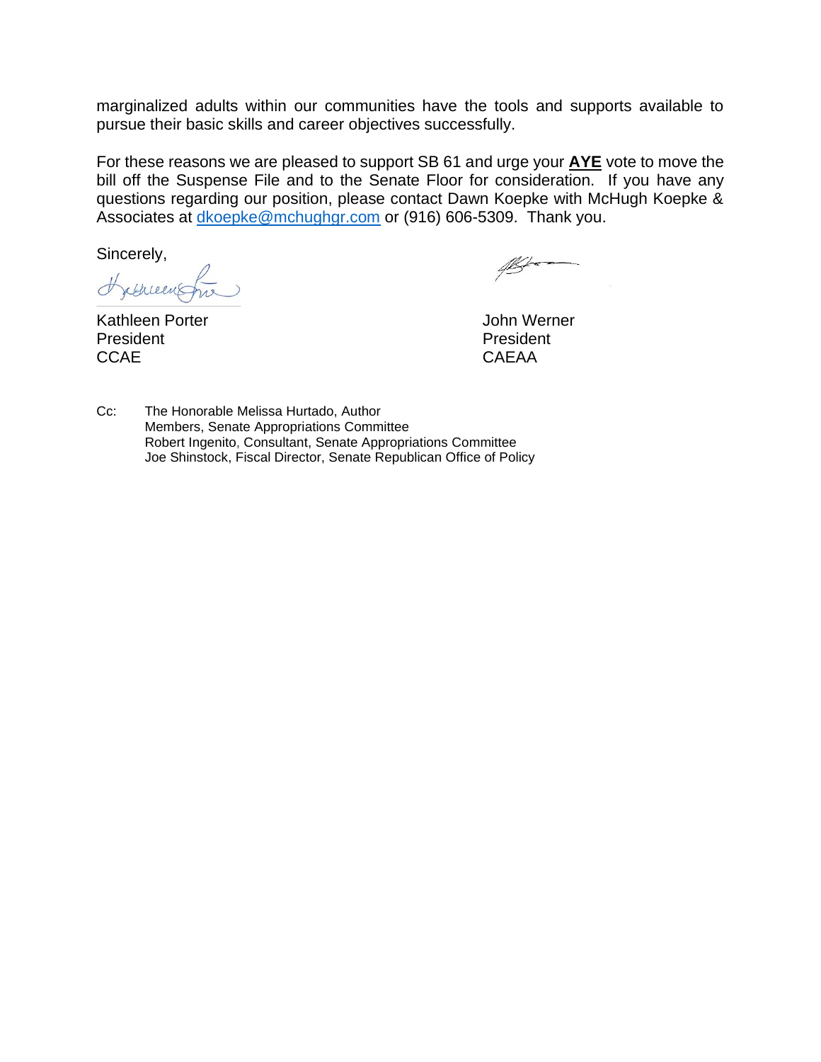marginalized adults within our communities have the tools and supports available to pursue their basic skills and career objectives successfully.

For these reasons we are pleased to support SB 61 and urge your **AYE** vote to move the bill off the Suspense File and to the Senate Floor for consideration. If you have any questions regarding our position, please contact Dawn Koepke with McHugh Koepke & Associates at dkoepke@mchughgr.com or (916) 606-5309. Thank you.

Sincerely,

Kathleen Porter
President
CCAE

John Werner
President
CAEAA

Cc: The Honorable Melissa Hurtado, Author
Members, Senate Appropriations Committee
Robert Ingenito, Consultant, Senate Appropriations Committee
Joe Shinstock, Fiscal Director, Senate Republican Office of Policy